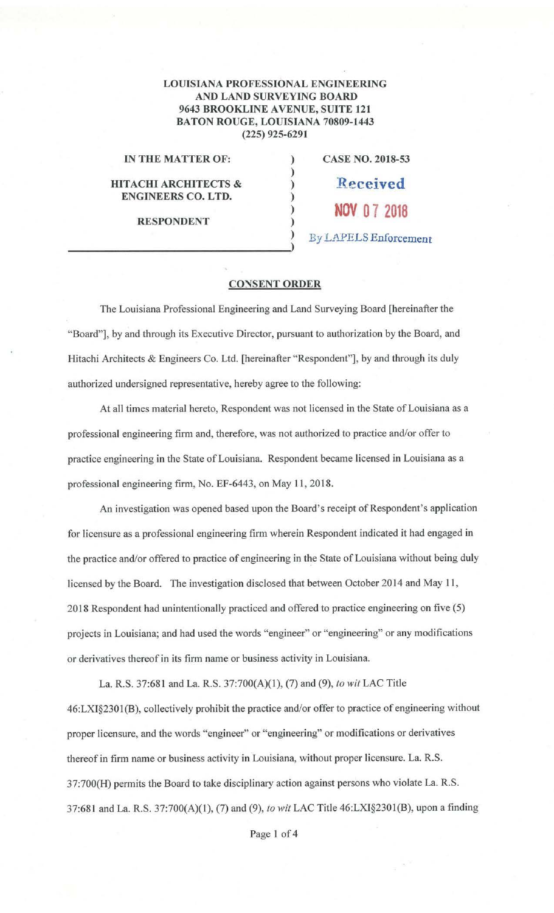**LOUISIANA PROFESSIONAL ENGINEERING AND LAND SURVEYING BOARD**
**9643 BROOKLINE AVENUE, SUITE 121**
**BATON ROUGE, LOUISIANA 70809-1443**
**(225) 925-6291**

| | | |
|---|---|---|
| **IN THE MATTER OF:** | ) | **CASE NO. 2018-53** |
| | ) | |
| **HITACHI ARCHITECTS & ENGINEERS CO. LTD.** | ) | Received |
| | ) | NOV 07 2018 |
| **RESPONDENT** | ) | By LAPELS Enforcement |

## CONSENT ORDER

The Louisiana Professional Engineering and Land Surveying Board [hereinafter the "Board"], by and through its Executive Director, pursuant to authorization by the Board, and Hitachi Architects & Engineers Co. Ltd. [hereinafter "Respondent"], by and through its duly authorized undersigned representative, hereby agree to the following:

At all times material hereto, Respondent was not licensed in the State of Louisiana as a professional engineering firm and, therefore, was not authorized to practice and/or offer to practice engineering in the State of Louisiana. Respondent became licensed in Louisiana as a professional engineering firm, No. EF-6443, on May 11, 2018.

An investigation was opened based upon the Board's receipt of Respondent's application for licensure as a professional engineering firm wherein Respondent indicated it had engaged in the practice and/or offered to practice of engineering in the State of Louisiana without being duly licensed by the Board. The investigation disclosed that between October 2014 and May 11, 2018 Respondent had unintentionally practiced and offered to practice engineering on five (5) projects in Louisiana; and had used the words "engineer" or "engineering" or any modifications or derivatives thereof in its firm name or business activity in Louisiana.

La. R.S. 37:681 and La. R.S. 37:700(A)(1), (7) and (9), *to wit* LAC Title 46:LXI§2301(B), collectively prohibit the practice and/or offer to practice of engineering without proper licensure, and the words "engineer" or "engineering" or modifications or derivatives thereof in firm name or business activity in Louisiana, without proper licensure. La. R.S. 37:700(H) permits the Board to take disciplinary action against persons who violate La. R.S. 37:681 and La. R.S. 37:700(A)(1), (7) and (9), *to wit* LAC Title 46:LXI§2301(B), upon a finding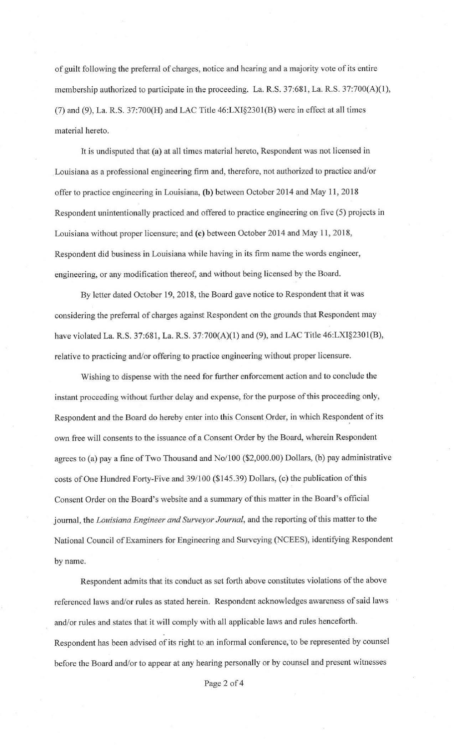of guilt following the preferral of charges, notice and hearing and a majority vote of its entire membership authorized to participate in the proceeding. La. R.S. 37:681, La. R.S. 37:700(A)(1), (7) and (9), La. R.S. 37:700(H) and LAC Title 46:LXI§2301(B) were in effect at all times material hereto.

It is undisputed that **(a)** at all times material hereto, Respondent was not licensed in Louisiana as a professional engineering firm and, therefore, not authorized to practice and/or offer to practice engineering in Louisiana, **(b)** between October 2014 and May 11, 2018 Respondent unintentionally practiced and offered to practice engineering on five (5) projects in Louisiana without proper licensure; and **(c)** between October 2014 and May 11, 2018, Respondent did business in Louisiana while having in its firm name the words engineer, engineering, or any modification thereof, and without being licensed by the Board.

By letter dated October 19, 2018, the Board gave notice to Respondent that it was considering the preferral of charges against Respondent on the grounds that Respondent may have violated La. R.S. 37:681, La. R.S. 37:700(A)(1) and (9), and LAC Title 46:LXI§2301(B), relative to practicing and/or offering to practice engineering without proper licensure.

Wishing to dispense with the need for further enforcement action and to conclude the instant proceeding without further delay and expense, for the purpose of this proceeding only, Respondent and the Board do hereby enter into this Consent Order, in which Respondent of its own free will consents to the issuance of a Consent Order by the Board, wherein Respondent agrees to (a) pay a fine of Two Thousand and No/100 ($2,000.00) Dollars, (b) pay administrative costs of One Hundred Forty-Five and 39/100 ($145.39) Dollars, (c) the publication of this Consent Order on the Board's website and a summary of this matter in the Board's official journal, the *Louisiana Engineer and Surveyor Journal*, and the reporting of this matter to the National Council of Examiners for Engineering and Surveying (NCEES), identifying Respondent by name.

Respondent admits that its conduct as set forth above constitutes violations of the above referenced laws and/or rules as stated herein. Respondent acknowledges awareness of said laws and/or rules and states that it will comply with all applicable laws and rules henceforth. Respondent has been advised of its right to an informal conference, to be represented by counsel before the Board and/or to appear at any hearing personally or by counsel and present witnesses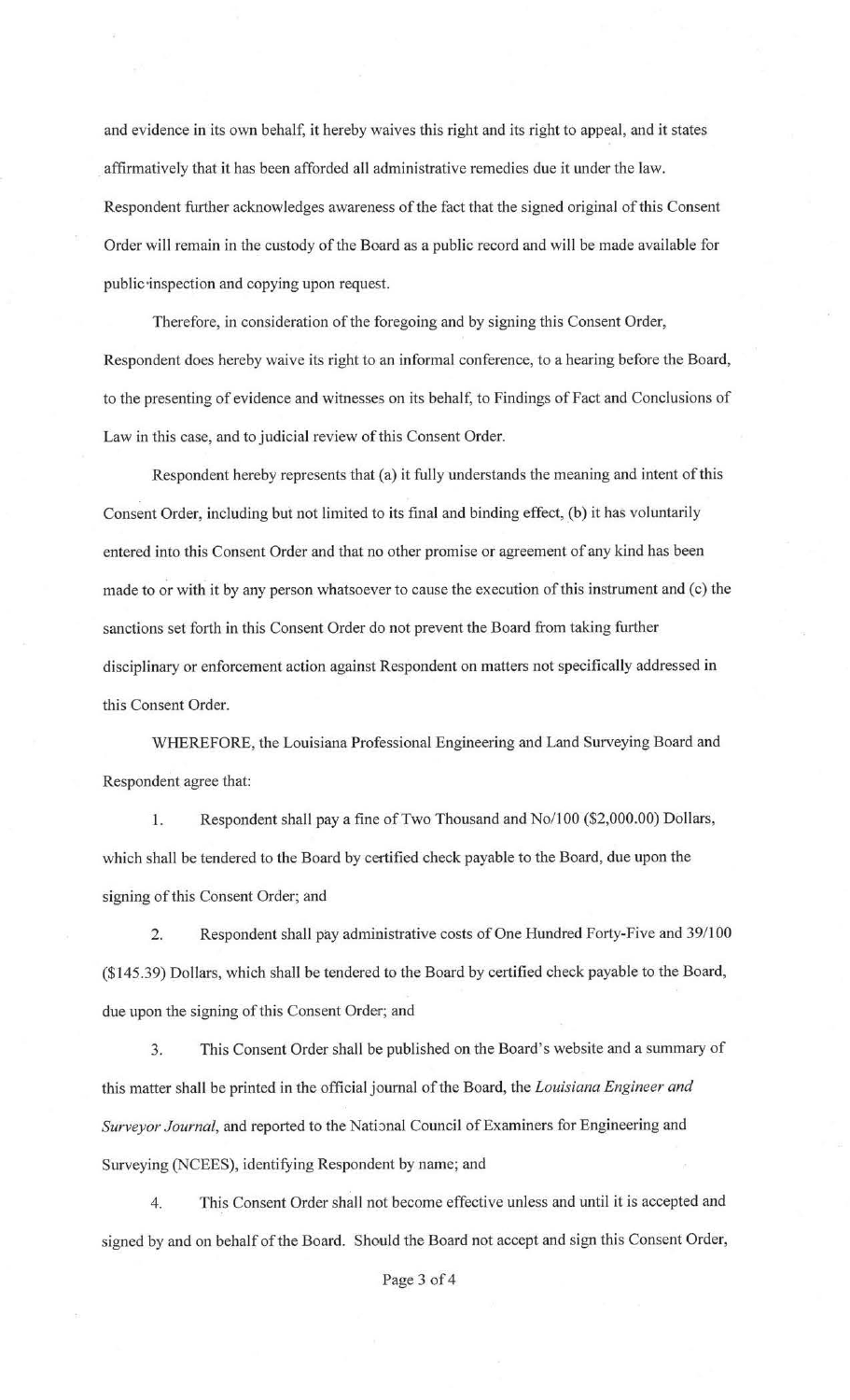and evidence in its own behalf, it hereby waives this right and its right to appeal, and it states affirmatively that it has been afforded all administrative remedies due it under the law. Respondent further acknowledges awareness of the fact that the signed original of this Consent Order will remain in the custody of the Board as a public record and will be made available for public inspection and copying upon request.

Therefore, in consideration of the foregoing and by signing this Consent Order, Respondent does hereby waive its right to an informal conference, to a hearing before the Board, to the presenting of evidence and witnesses on its behalf, to Findings of Fact and Conclusions of Law in this case, and to judicial review of this Consent Order.

Respondent hereby represents that (a) it fully understands the meaning and intent of this Consent Order, including but not limited to its final and binding effect, (b) it has voluntarily entered into this Consent Order and that no other promise or agreement of any kind has been made to or with it by any person whatsoever to cause the execution of this instrument and (c) the sanctions set forth in this Consent Order do not prevent the Board from taking further disciplinary or enforcement action against Respondent on matters not specifically addressed in this Consent Order.

WHEREFORE, the Louisiana Professional Engineering and Land Surveying Board and Respondent agree that:

1. Respondent shall pay a fine of Two Thousand and No/100 ($2,000.00) Dollars, which shall be tendered to the Board by certified check payable to the Board, due upon the signing of this Consent Order; and

2. Respondent shall pay administrative costs of One Hundred Forty-Five and 39/100 ($145.39) Dollars, which shall be tendered to the Board by certified check payable to the Board, due upon the signing of this Consent Order; and

3. This Consent Order shall be published on the Board's website and a summary of this matter shall be printed in the official journal of the Board, the *Louisiana Engineer and Surveyor Journal*, and reported to the National Council of Examiners for Engineering and Surveying (NCEES), identifying Respondent by name; and

4. This Consent Order shall not become effective unless and until it is accepted and signed by and on behalf of the Board. Should the Board not accept and sign this Consent Order,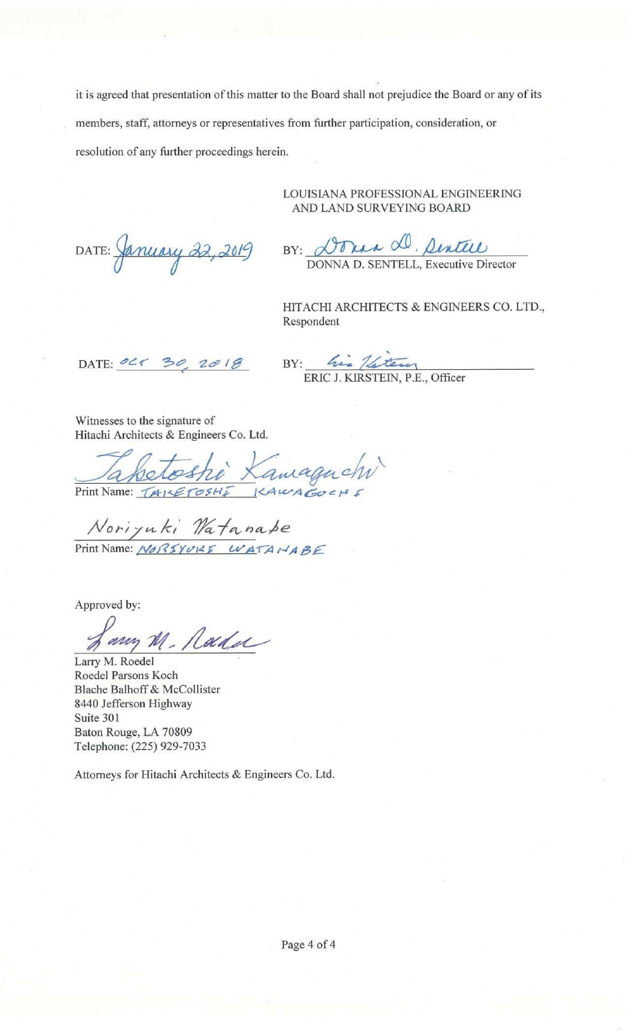it is agreed that presentation of this matter to the Board shall not prejudice the Board or any of its members, staff, attorneys or representatives from further participation, consideration, or resolution of any further proceedings herein.

LOUISIANA PROFESSIONAL ENGINEERING AND LAND SURVEYING BOARD

DATE: January 22, 2019

BY: Donna D. Sentell
DONNA D. SENTELL, Executive Director

HITACHI ARCHITECTS & ENGINEERS CO. LTD., Respondent

DATE: OCT 30, 2018

BY: Eric Kirstein
ERIC J. KIRSTEIN, P.E., Officer

Witnesses to the signature of
Hitachi Architects & Engineers Co. Ltd.

Taketoshi Kawaguchi
Print Name: TAKETOSHI KAWAGUCHI

Noriyuki Watanabe
Print Name: NORIYUKI WATANABE

Approved by:

Larry M. Roedel
Larry M. Roedel
Roedel Parsons Koch
Blache Balhoff & McCollister
8440 Jefferson Highway
Suite 301
Baton Rouge, LA 70809
Telephone: (225) 929-7033

Attorneys for Hitachi Architects & Engineers Co. Ltd.